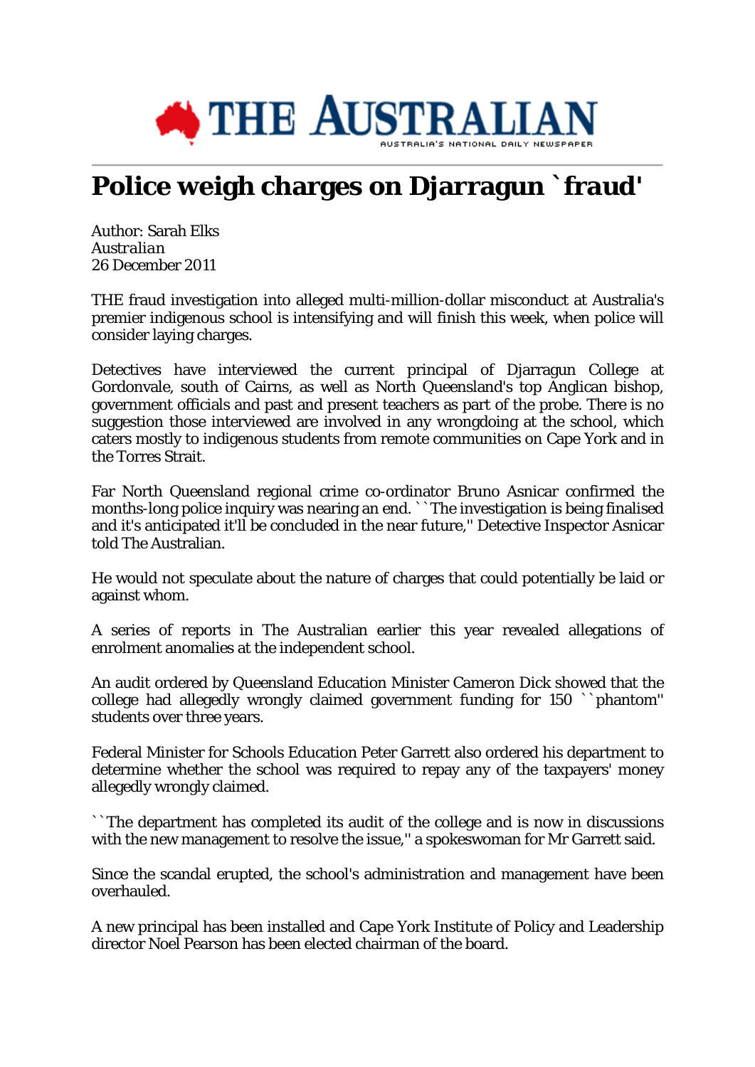# Police weigh charges on Djarragun `fraud'

Author: Sarah Elks
*Australian*
26 December 2011

THE fraud investigation into alleged multi-million-dollar misconduct at Australia's premier indigenous school is intensifying and will finish this week, when police will consider laying charges.

Detectives have interviewed the current principal of Djarragun College at Gordonvale, south of Cairns, as well as North Queensland's top Anglican bishop, government officials and past and present teachers as part of the probe. There is no suggestion those interviewed are involved in any wrongdoing at the school, which caters mostly to indigenous students from remote communities on Cape York and in the Torres Strait.

Far North Queensland regional crime co-ordinator Bruno Asnicar confirmed the months-long police inquiry was nearing an end. ``The investigation is being finalised and it's anticipated it'll be concluded in the near future,'' Detective Inspector Asnicar told The Australian.

He would not speculate about the nature of charges that could potentially be laid or against whom.

A series of reports in The Australian earlier this year revealed allegations of enrolment anomalies at the independent school.

An audit ordered by Queensland Education Minister Cameron Dick showed that the college had allegedly wrongly claimed government funding for 150 ``phantom'' students over three years.

Federal Minister for Schools Education Peter Garrett also ordered his department to determine whether the school was required to repay any of the taxpayers' money allegedly wrongly claimed.

``The department has completed its audit of the college and is now in discussions with the new management to resolve the issue,'' a spokeswoman for Mr Garrett said.

Since the scandal erupted, the school's administration and management have been overhauled.

A new principal has been installed and Cape York Institute of Policy and Leadership director Noel Pearson has been elected chairman of the board.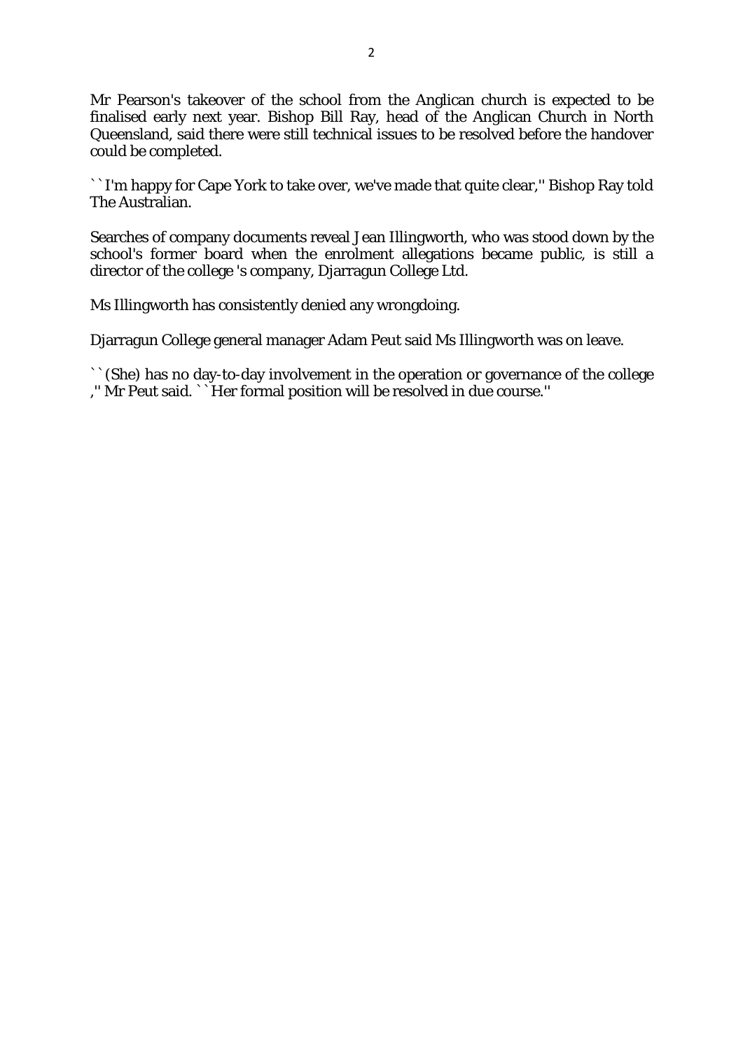Mr Pearson's takeover of the school from the Anglican church is expected to be finalised early next year. Bishop Bill Ray, head of the Anglican Church in North Queensland, said there were still technical issues to be resolved before the handover could be completed.

``I'm happy for Cape York to take over, we've made that quite clear,'' Bishop Ray told The Australian.

Searches of company documents reveal Jean Illingworth, who was stood down by the school's former board when the enrolment allegations became public, is still a director of the college 's company, Djarragun College Ltd.

Ms Illingworth has consistently denied any wrongdoing.

Djarragun College general manager Adam Peut said Ms Illingworth was on leave.

``(She) has no day-to-day involvement in the operation or governance of the college ,'' Mr Peut said. ``Her formal position will be resolved in due course.''